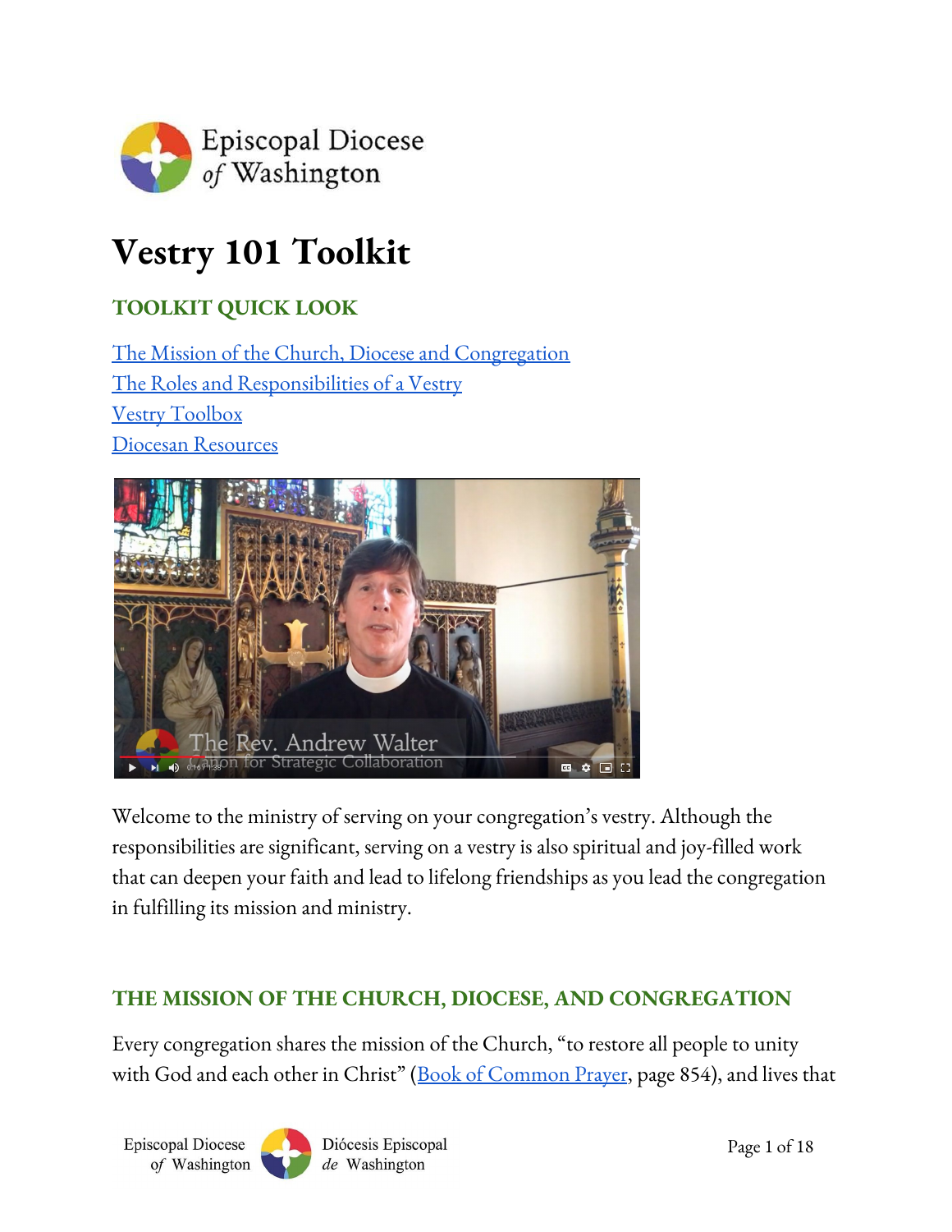# Vestry 101 Toolkit

## TOOLKIT QUICK LOOK

[The Mission of the Church, Diocese and Congregation](#)
[The Roles and Responsibilities of a Vestry](#)
[Vestry Toolbox](#)
[Diocesan Resources](#)

Welcome to the ministry of serving on your congregation's vestry. Although the responsibilities are significant, serving on a vestry is also spiritual and joy-filled work that can deepen your faith and lead to lifelong friendships as you lead the congregation in fulfilling its mission and ministry.

## THE MISSION OF THE CHURCH, DIOCESE, AND CONGREGATION

Every congregation shares the mission of the Church, "to restore all people to unity with God and each other in Christ" ([Book of Common Prayer](#), page 854), and lives that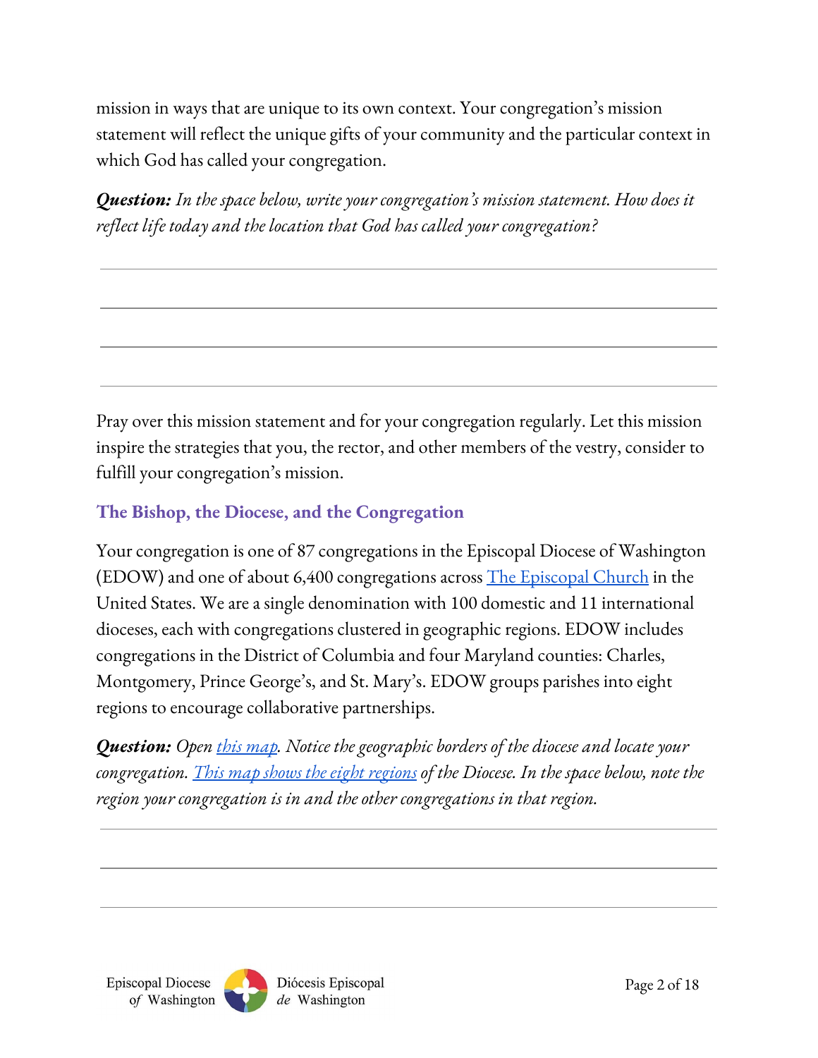mission in ways that are unique to its own context. Your congregation's mission statement will reflect the unique gifts of your community and the particular context in which God has called your congregation.

***Question:*** *In the space below, write your congregation's mission statement. How does it reflect life today and the location that God has called your congregation?*

---

---

---

---

Pray over this mission statement and for your congregation regularly. Let this mission inspire the strategies that you, the rector, and other members of the vestry, consider to fulfill your congregation's mission.

## The Bishop, the Diocese, and the Congregation

Your congregation is one of 87 congregations in the Episcopal Diocese of Washington (EDOW) and one of about 6,400 congregations across The Episcopal Church in the United States. We are a single denomination with 100 domestic and 11 international dioceses, each with congregations clustered in geographic regions. EDOW includes congregations in the District of Columbia and four Maryland counties: Charles, Montgomery, Prince George's, and St. Mary's. EDOW groups parishes into eight regions to encourage collaborative partnerships.

***Question:*** *Open this map. Notice the geographic borders of the diocese and locate your congregation. This map shows the eight regions of the Diocese. In the space below, note the region your congregation is in and the other congregations in that region.*

---

---

---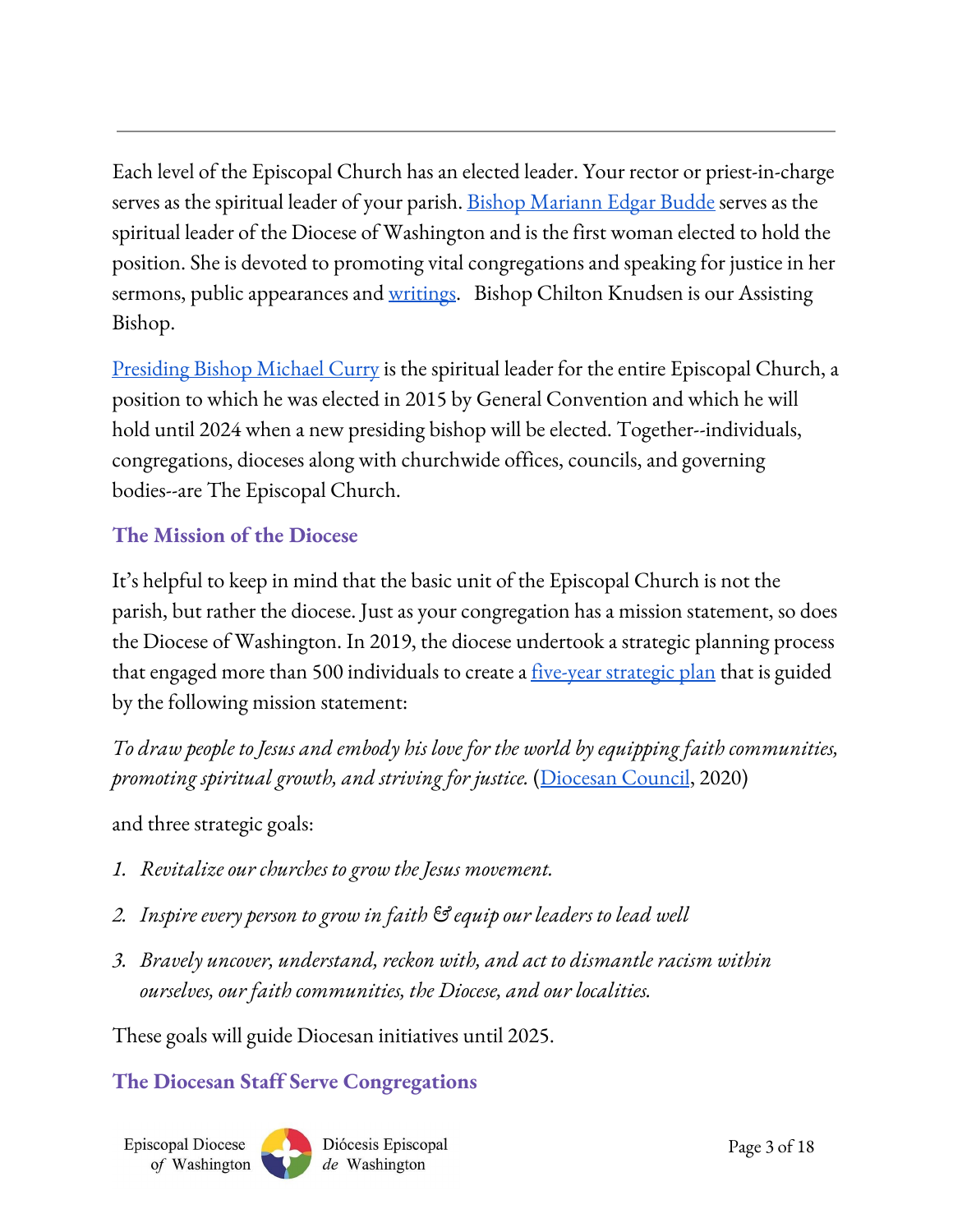Each level of the Episcopal Church has an elected leader. Your rector or priest-in-charge serves as the spiritual leader of your parish. Bishop Mariann Edgar Budde serves as the spiritual leader of the Diocese of Washington and is the first woman elected to hold the position. She is devoted to promoting vital congregations and speaking for justice in her sermons, public appearances and writings. Bishop Chilton Knudsen is our Assisting Bishop.

Presiding Bishop Michael Curry is the spiritual leader for the entire Episcopal Church, a position to which he was elected in 2015 by General Convention and which he will hold until 2024 when a new presiding bishop will be elected. Together--individuals, congregations, dioceses along with churchwide offices, councils, and governing bodies--are The Episcopal Church.

## The Mission of the Diocese

It's helpful to keep in mind that the basic unit of the Episcopal Church is not the parish, but rather the diocese. Just as your congregation has a mission statement, so does the Diocese of Washington. In 2019, the diocese undertook a strategic planning process that engaged more than 500 individuals to create a five-year strategic plan that is guided by the following mission statement:

*To draw people to Jesus and embody his love for the world by equipping faith communities, promoting spiritual growth, and striving for justice.* (Diocesan Council, 2020)

and three strategic goals:

1. *Revitalize our churches to grow the Jesus movement.*
2. *Inspire every person to grow in faith & equip our leaders to lead well*
3. *Bravely uncover, understand, reckon with, and act to dismantle racism within ourselves, our faith communities, the Diocese, and our localities.*

These goals will guide Diocesan initiatives until 2025.

## The Diocesan Staff Serve Congregations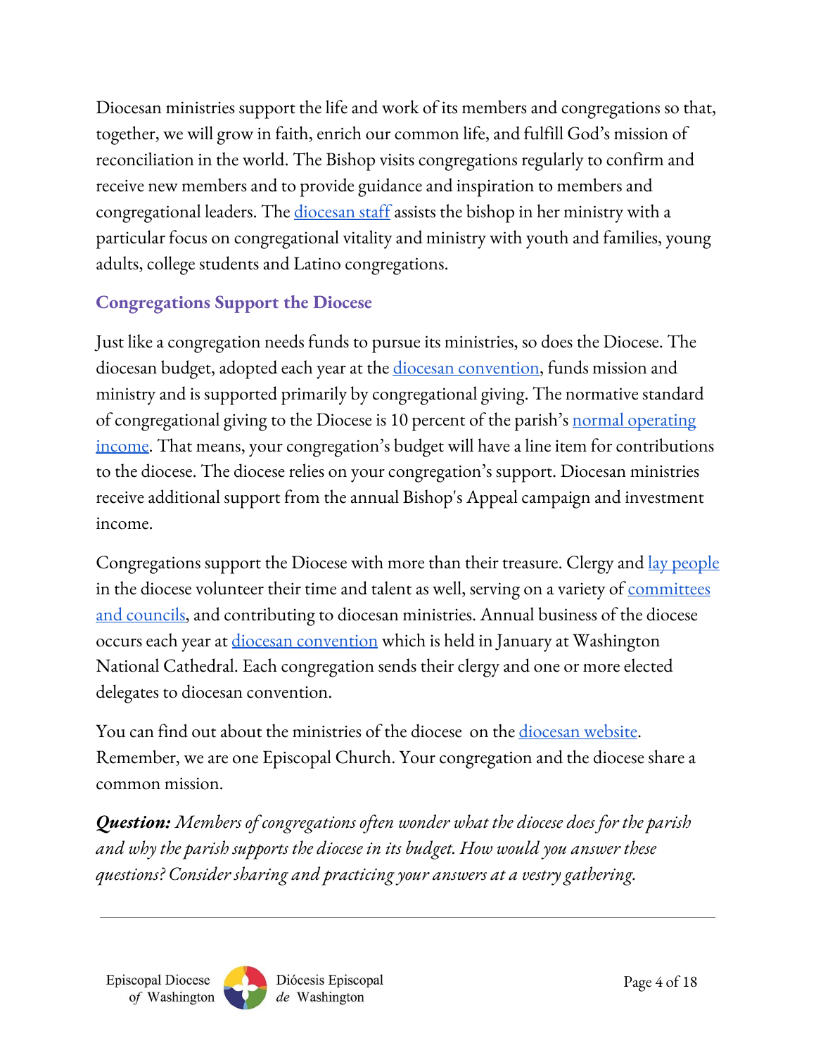Diocesan ministries support the life and work of its members and congregations so that, together, we will grow in faith, enrich our common life, and fulfill God's mission of reconciliation in the world. The Bishop visits congregations regularly to confirm and receive new members and to provide guidance and inspiration to members and congregational leaders. The diocesan staff assists the bishop in her ministry with a particular focus on congregational vitality and ministry with youth and families, young adults, college students and Latino congregations.

## Congregations Support the Diocese

Just like a congregation needs funds to pursue its ministries, so does the Diocese. The diocesan budget, adopted each year at the diocesan convention, funds mission and ministry and is supported primarily by congregational giving. The normative standard of congregational giving to the Diocese is 10 percent of the parish's normal operating income. That means, your congregation's budget will have a line item for contributions to the diocese. The diocese relies on your congregation's support. Diocesan ministries receive additional support from the annual Bishop's Appeal campaign and investment income.

Congregations support the Diocese with more than their treasure. Clergy and lay people in the diocese volunteer their time and talent as well, serving on a variety of committees and councils, and contributing to diocesan ministries. Annual business of the diocese occurs each year at diocesan convention which is held in January at Washington National Cathedral. Each congregation sends their clergy and one or more elected delegates to diocesan convention.

You can find out about the ministries of the diocese on the diocesan website. Remember, we are one Episcopal Church. Your congregation and the diocese share a common mission.

***Question:*** *Members of congregations often wonder what the diocese does for the parish and why the parish supports the diocese in its budget. How would you answer these questions? Consider sharing and practicing your answers at a vestry gathering.*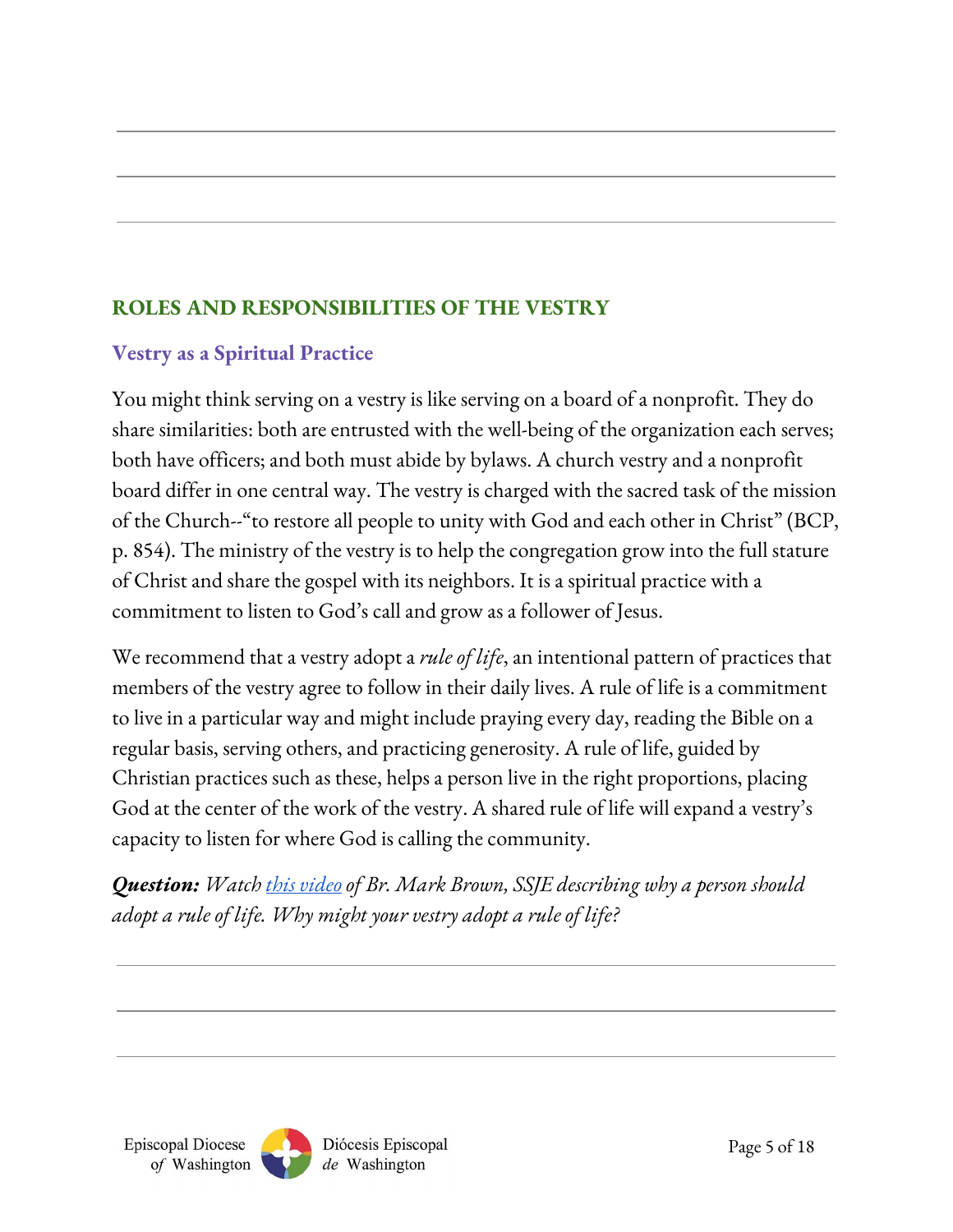## ROLES AND RESPONSIBILITIES OF THE VESTRY

### Vestry as a Spiritual Practice

You might think serving on a vestry is like serving on a board of a nonprofit. They do share similarities: both are entrusted with the well-being of the organization each serves; both have officers; and both must abide by bylaws. A church vestry and a nonprofit board differ in one central way. The vestry is charged with the sacred task of the mission of the Church--"to restore all people to unity with God and each other in Christ" (BCP, p. 854). The ministry of the vestry is to help the congregation grow into the full stature of Christ and share the gospel with its neighbors. It is a spiritual practice with a commitment to listen to God's call and grow as a follower of Jesus.

We recommend that a vestry adopt a *rule of life*, an intentional pattern of practices that members of the vestry agree to follow in their daily lives. A rule of life is a commitment to live in a particular way and might include praying every day, reading the Bible on a regular basis, serving others, and practicing generosity. A rule of life, guided by Christian practices such as these, helps a person live in the right proportions, placing God at the center of the work of the vestry. A shared rule of life will expand a vestry's capacity to listen for where God is calling the community.

***Question:*** *Watch this video of Br. Mark Brown, SSJE describing why a person should adopt a rule of life. Why might your vestry adopt a rule of life?*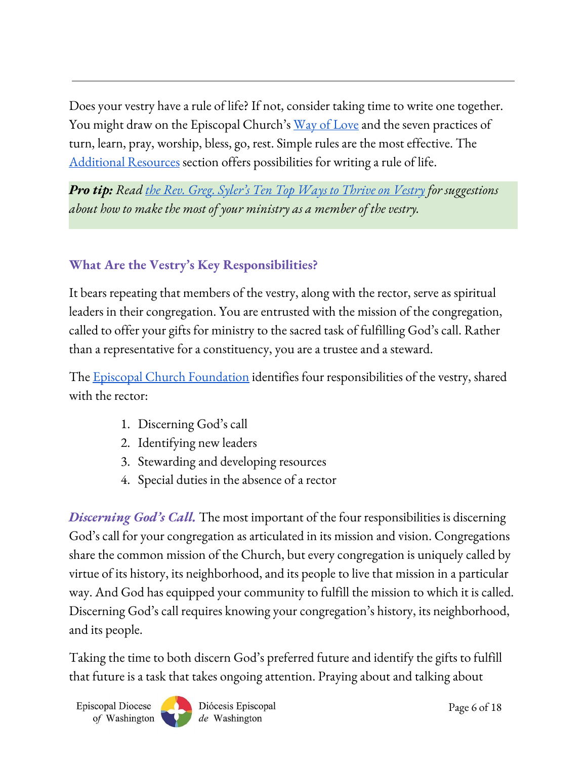Does your vestry have a rule of life? If not, consider taking time to write one together. You might draw on the Episcopal Church's Way of Love and the seven practices of turn, learn, pray, worship, bless, go, rest. Simple rules are the most effective. The Additional Resources section offers possibilities for writing a rule of life.

> ***Pro tip:*** *Read the Rev. Greg. Syler's Ten Top Ways to Thrive on Vestry for suggestions about how to make the most of your ministry as a member of the vestry.*

### What Are the Vestry's Key Responsibilities?

It bears repeating that members of the vestry, along with the rector, serve as spiritual leaders in their congregation. You are entrusted with the mission of the congregation, called to offer your gifts for ministry to the sacred task of fulfilling God's call. Rather than a representative for a constituency, you are a trustee and a steward.

The Episcopal Church Foundation identifies four responsibilities of the vestry, shared with the rector:

1. Discerning God's call
2. Identifying new leaders
3. Stewarding and developing resources
4. Special duties in the absence of a rector

***Discerning God's Call.*** The most important of the four responsibilities is discerning God's call for your congregation as articulated in its mission and vision. Congregations share the common mission of the Church, but every congregation is uniquely called by virtue of its history, its neighborhood, and its people to live that mission in a particular way. And God has equipped your community to fulfill the mission to which it is called. Discerning God's call requires knowing your congregation's history, its neighborhood, and its people.

Taking the time to both discern God's preferred future and identify the gifts to fulfill that future is a task that takes ongoing attention. Praying about and talking about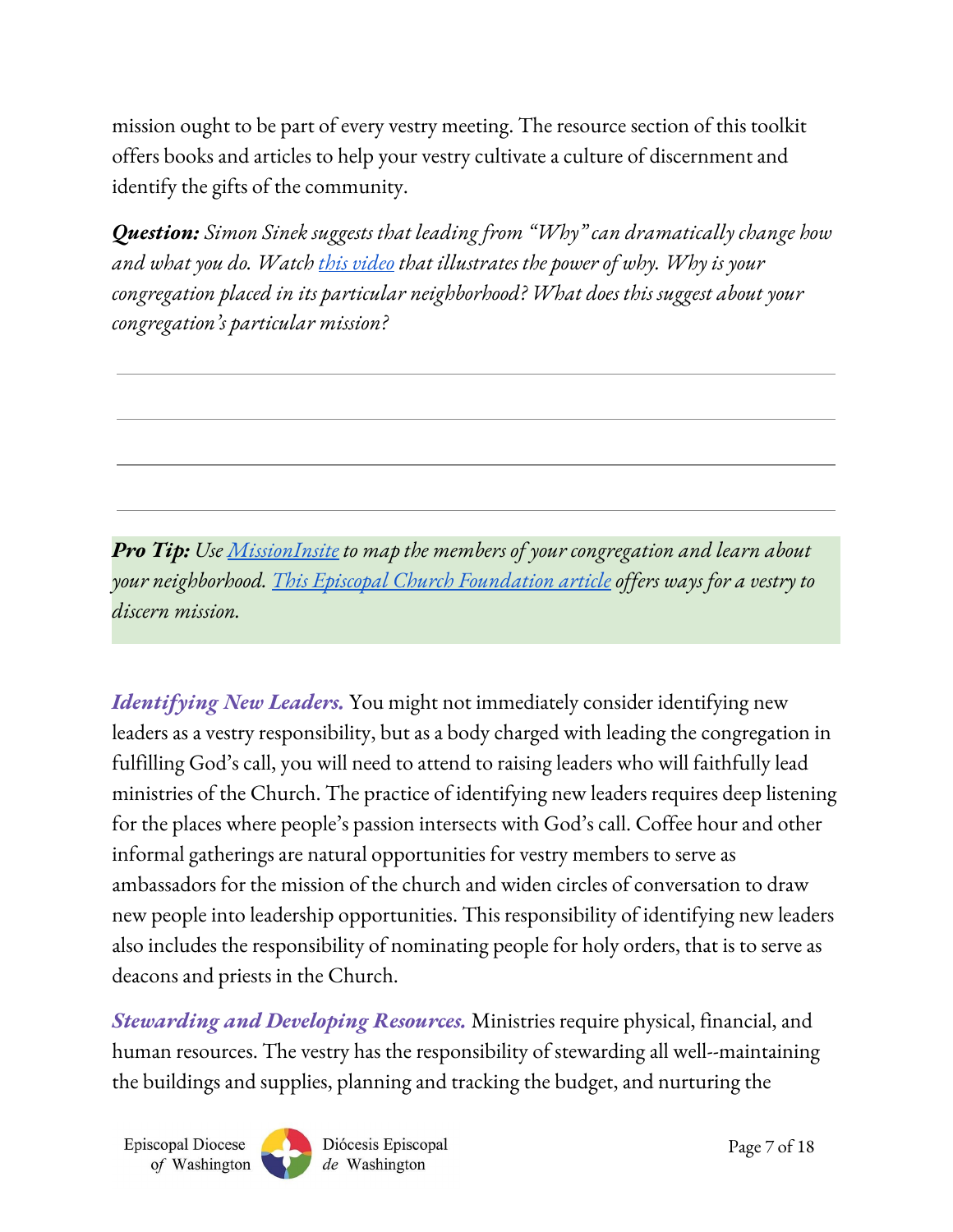mission ought to be part of every vestry meeting. The resource section of this toolkit offers books and articles to help your vestry cultivate a culture of discernment and identify the gifts of the community.

***Question:*** *Simon Sinek suggests that leading from "Why" can dramatically change how and what you do. Watch this video that illustrates the power of why. Why is your congregation placed in its particular neighborhood? What does this suggest about your congregation's particular mission?*

---

---

---

---

***Pro Tip:*** *Use MissionInsite to map the members of your congregation and learn about your neighborhood. This Episcopal Church Foundation article offers ways for a vestry to discern mission.*

***Identifying New Leaders.*** You might not immediately consider identifying new leaders as a vestry responsibility, but as a body charged with leading the congregation in fulfilling God's call, you will need to attend to raising leaders who will faithfully lead ministries of the Church. The practice of identifying new leaders requires deep listening for the places where people's passion intersects with God's call. Coffee hour and other informal gatherings are natural opportunities for vestry members to serve as ambassadors for the mission of the church and widen circles of conversation to draw new people into leadership opportunities. This responsibility of identifying new leaders also includes the responsibility of nominating people for holy orders, that is to serve as deacons and priests in the Church.

***Stewarding and Developing Resources.*** Ministries require physical, financial, and human resources. The vestry has the responsibility of stewarding all well--maintaining the buildings and supplies, planning and tracking the budget, and nurturing the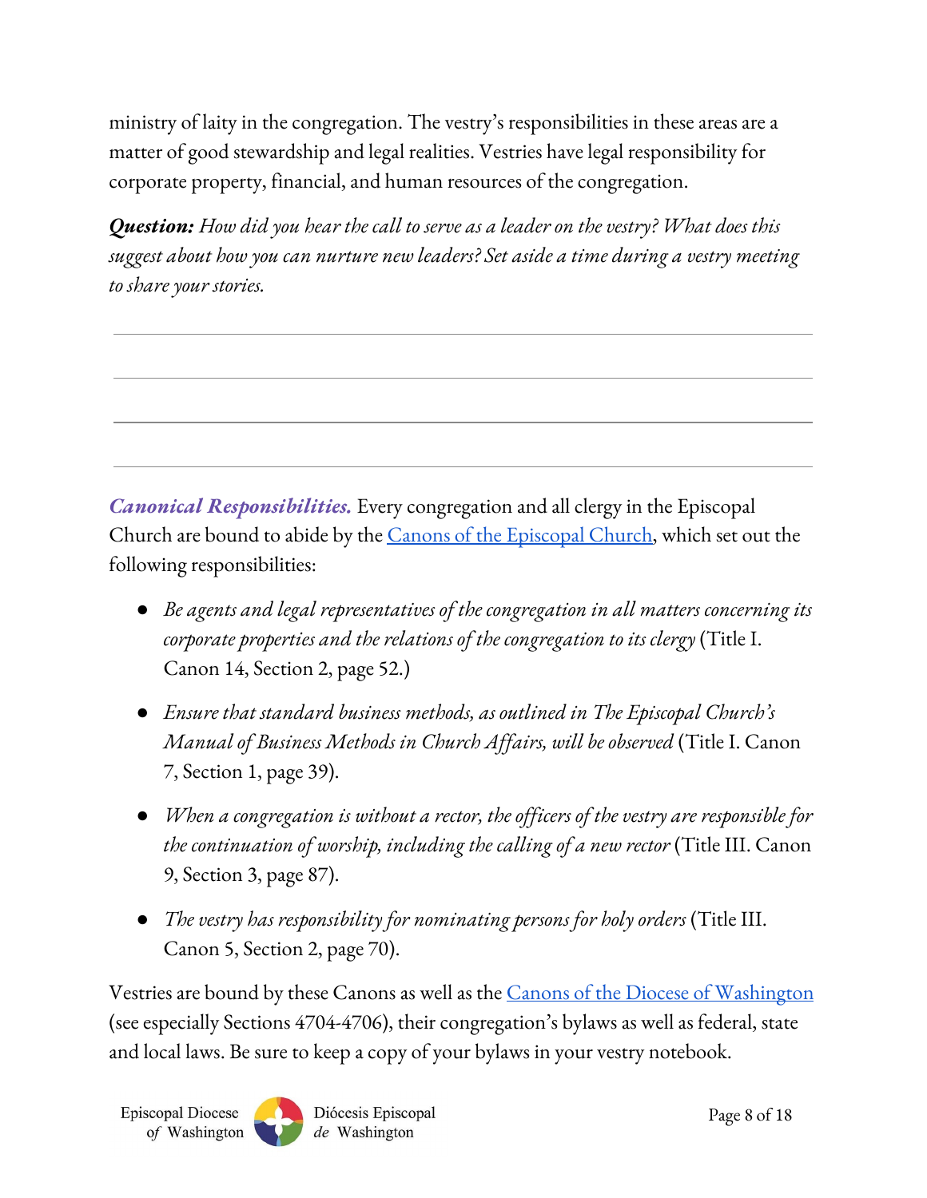ministry of laity in the congregation. The vestry's responsibilities in these areas are a matter of good stewardship and legal realities. Vestries have legal responsibility for corporate property, financial, and human resources of the congregation.

***Question:*** *How did you hear the call to serve as a leader on the vestry? What does this suggest about how you can nurture new leaders? Set aside a time during a vestry meeting to share your stories.*

---

---

---

---

***Canonical Responsibilities.*** Every congregation and all clergy in the Episcopal Church are bound to abide by the [Canons of the Episcopal Church](), which set out the following responsibilities:

- *Be agents and legal representatives of the congregation in all matters concerning its corporate properties and the relations of the congregation to its clergy* (Title I. Canon 14, Section 2, page 52.)
- *Ensure that standard business methods, as outlined in The Episcopal Church's Manual of Business Methods in Church Affairs, will be observed* (Title I. Canon 7, Section 1, page 39).
- *When a congregation is without a rector, the officers of the vestry are responsible for the continuation of worship, including the calling of a new rector* (Title III. Canon 9, Section 3, page 87).
- *The vestry has responsibility for nominating persons for holy orders* (Title III. Canon 5, Section 2, page 70).

Vestries are bound by these Canons as well as the [Canons of the Diocese of Washington]() (see especially Sections 4704-4706), their congregation's bylaws as well as federal, state and local laws. Be sure to keep a copy of your bylaws in your vestry notebook.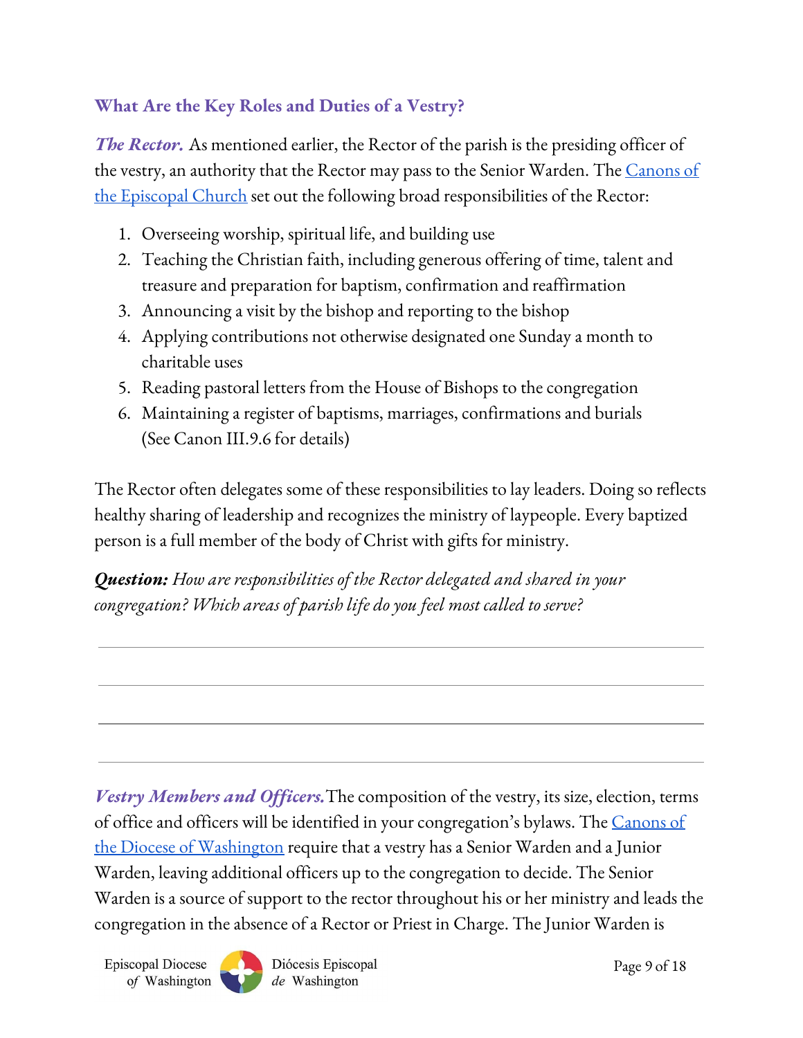### What Are the Key Roles and Duties of a Vestry?

***The Rector.*** As mentioned earlier, the Rector of the parish is the presiding officer of the vestry, an authority that the Rector may pass to the Senior Warden. The [Canons of the Episcopal Church](#) set out the following broad responsibilities of the Rector:

1. Overseeing worship, spiritual life, and building use
2. Teaching the Christian faith, including generous offering of time, talent and treasure and preparation for baptism, confirmation and reaffirmation
3. Announcing a visit by the bishop and reporting to the bishop
4. Applying contributions not otherwise designated one Sunday a month to charitable uses
5. Reading pastoral letters from the House of Bishops to the congregation
6. Maintaining a register of baptisms, marriages, confirmations and burials (See Canon III.9.6 for details)

The Rector often delegates some of these responsibilities to lay leaders. Doing so reflects healthy sharing of leadership and recognizes the ministry of laypeople. Every baptized person is a full member of the body of Christ with gifts for ministry.

***Question:*** *How are responsibilities of the Rector delegated and shared in your congregation? Which areas of parish life do you feel most called to serve?*

---

---

---

---

***Vestry Members and Officers.*** The composition of the vestry, its size, election, terms of office and officers will be identified in your congregation's bylaws. The [Canons of the Diocese of Washington](#) require that a vestry has a Senior Warden and a Junior Warden, leaving additional officers up to the congregation to decide. The Senior Warden is a source of support to the rector throughout his or her ministry and leads the congregation in the absence of a Rector or Priest in Charge. The Junior Warden is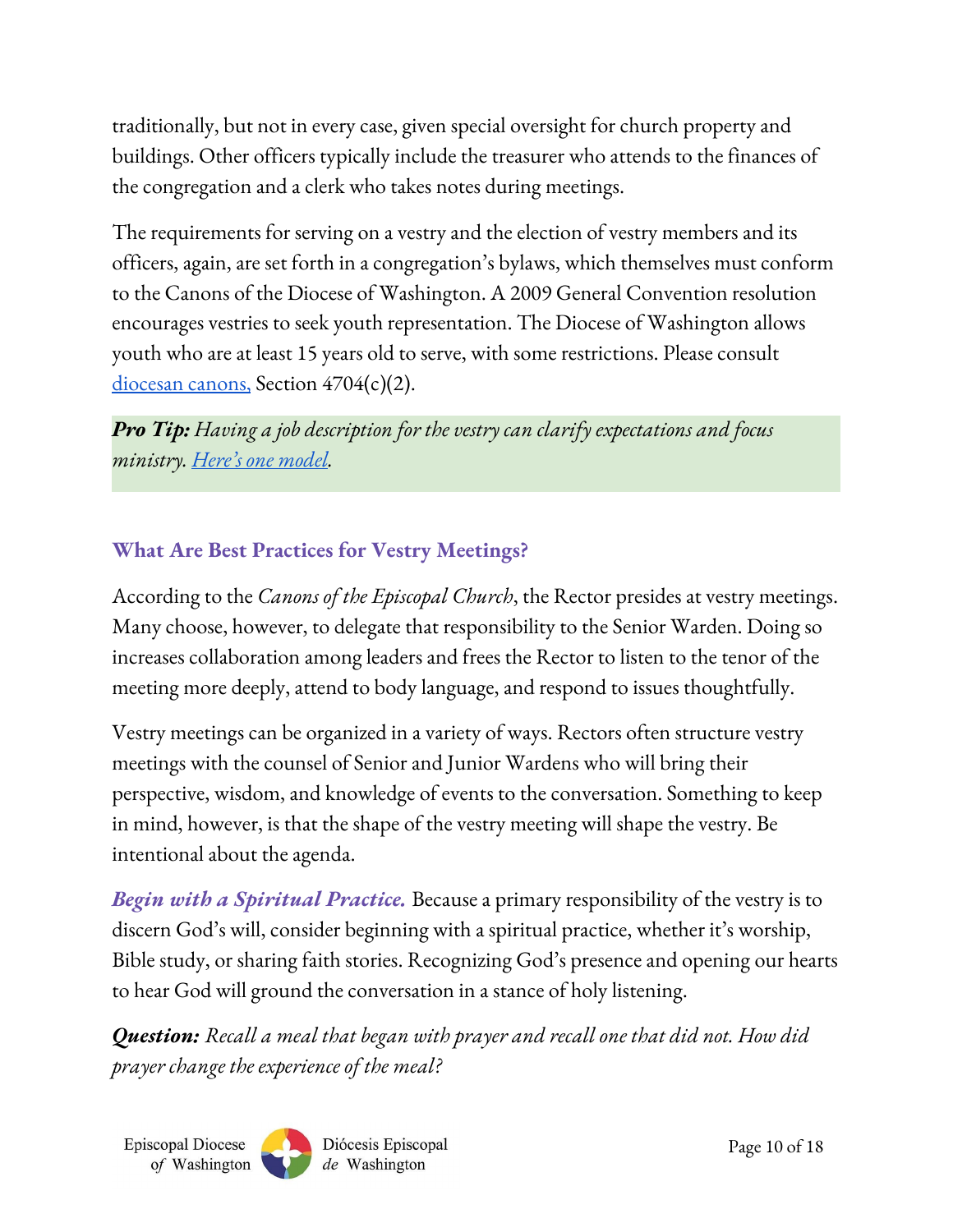traditionally, but not in every case, given special oversight for church property and buildings. Other officers typically include the treasurer who attends to the finances of the congregation and a clerk who takes notes during meetings.

The requirements for serving on a vestry and the election of vestry members and its officers, again, are set forth in a congregation's bylaws, which themselves must conform to the Canons of the Diocese of Washington. A 2009 General Convention resolution encourages vestries to seek youth representation. The Diocese of Washington allows youth who are at least 15 years old to serve, with some restrictions. Please consult diocesan canons, Section 4704(c)(2).

***Pro Tip:*** *Having a job description for the vestry can clarify expectations and focus ministry. Here's one model.*

### What Are Best Practices for Vestry Meetings?

According to the *Canons of the Episcopal Church*, the Rector presides at vestry meetings. Many choose, however, to delegate that responsibility to the Senior Warden. Doing so increases collaboration among leaders and frees the Rector to listen to the tenor of the meeting more deeply, attend to body language, and respond to issues thoughtfully.

Vestry meetings can be organized in a variety of ways. Rectors often structure vestry meetings with the counsel of Senior and Junior Wardens who will bring their perspective, wisdom, and knowledge of events to the conversation. Something to keep in mind, however, is that the shape of the vestry meeting will shape the vestry. Be intentional about the agenda.

***Begin with a Spiritual Practice.*** Because a primary responsibility of the vestry is to discern God's will, consider beginning with a spiritual practice, whether it's worship, Bible study, or sharing faith stories. Recognizing God's presence and opening our hearts to hear God will ground the conversation in a stance of holy listening.

***Question:*** *Recall a meal that began with prayer and recall one that did not. How did prayer change the experience of the meal?*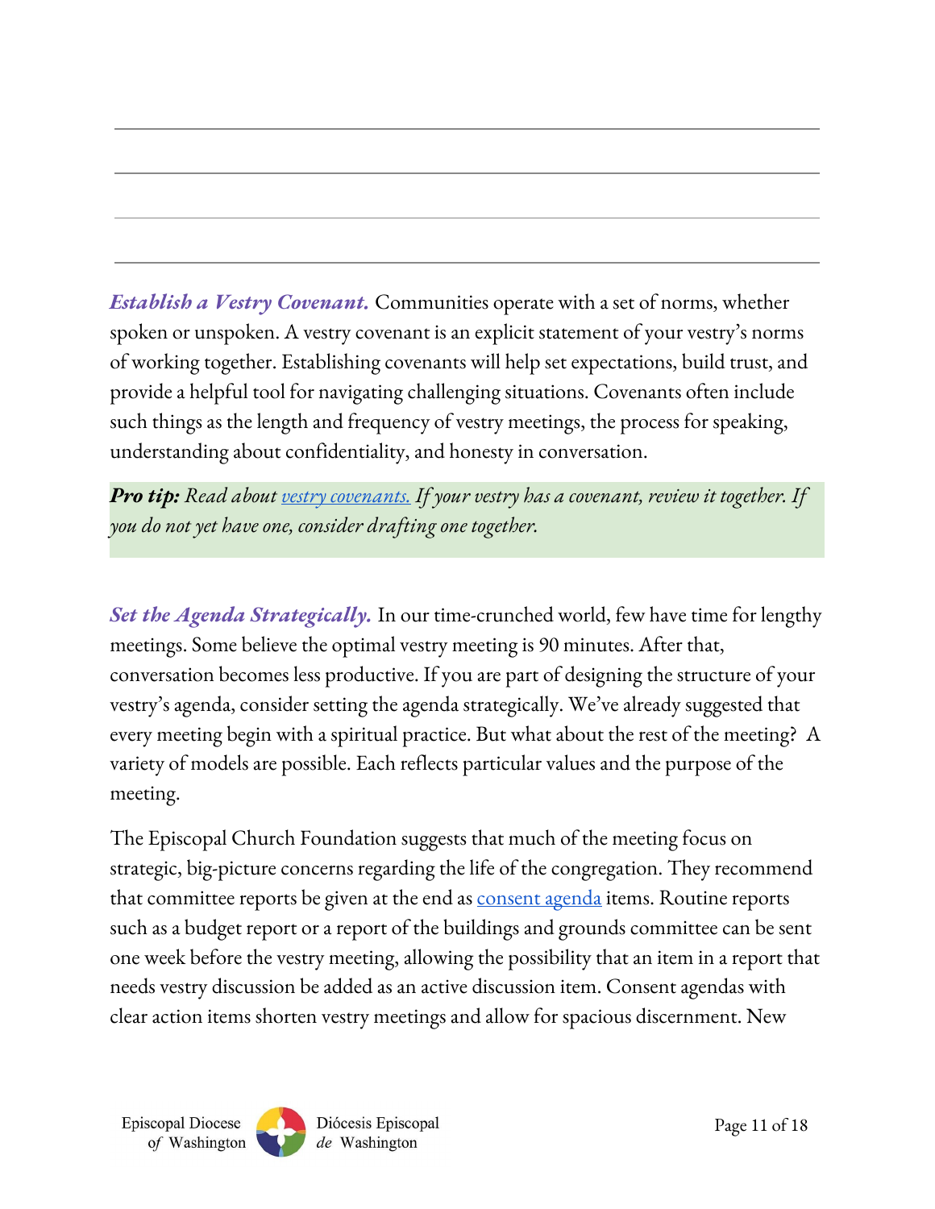---

---

---

---

***Establish a Vestry Covenant.*** Communities operate with a set of norms, whether spoken or unspoken. A vestry covenant is an explicit statement of your vestry's norms of working together. Establishing covenants will help set expectations, build trust, and provide a helpful tool for navigating challenging situations. Covenants often include such things as the length and frequency of vestry meetings, the process for speaking, understanding about confidentiality, and honesty in conversation.

> ***Pro tip:*** *Read about vestry covenants. If your vestry has a covenant, review it together. If you do not yet have one, consider drafting one together.*

***Set the Agenda Strategically.*** In our time-crunched world, few have time for lengthy meetings. Some believe the optimal vestry meeting is 90 minutes. After that, conversation becomes less productive. If you are part of designing the structure of your vestry's agenda, consider setting the agenda strategically. We've already suggested that every meeting begin with a spiritual practice. But what about the rest of the meeting? A variety of models are possible. Each reflects particular values and the purpose of the meeting.

The Episcopal Church Foundation suggests that much of the meeting focus on strategic, big-picture concerns regarding the life of the congregation. They recommend that committee reports be given at the end as consent agenda items. Routine reports such as a budget report or a report of the buildings and grounds committee can be sent one week before the vestry meeting, allowing the possibility that an item in a report that needs vestry discussion be added as an active discussion item. Consent agendas with clear action items shorten vestry meetings and allow for spacious discernment. New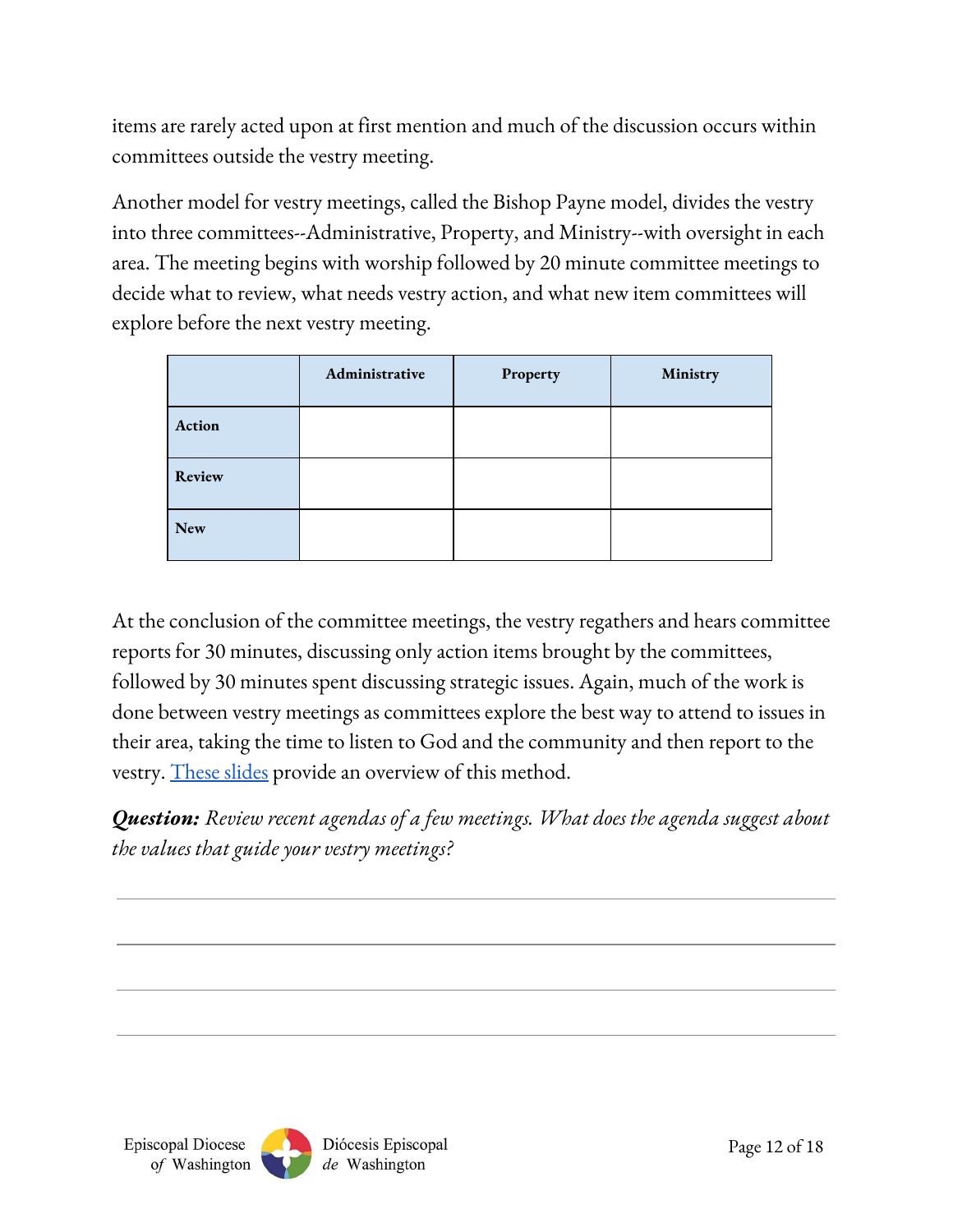items are rarely acted upon at first mention and much of the discussion occurs within committees outside the vestry meeting.

Another model for vestry meetings, called the Bishop Payne model, divides the vestry into three committees--Administrative, Property, and Ministry--with oversight in each area. The meeting begins with worship followed by 20 minute committee meetings to decide what to review, what needs vestry action, and what new item committees will explore before the next vestry meeting.

| | Administrative | Property | Ministry |
|---|---|---|---|
| **Action** | | | |
| **Review** | | | |
| **New** | | | |

At the conclusion of the committee meetings, the vestry regathers and hears committee reports for 30 minutes, discussing only action items brought by the committees, followed by 30 minutes spent discussing strategic issues. Again, much of the work is done between vestry meetings as committees explore the best way to attend to issues in their area, taking the time to listen to God and the community and then report to the vestry. These slides provide an overview of this method.

***Question:*** *Review recent agendas of a few meetings. What does the agenda suggest about the values that guide your vestry meetings?*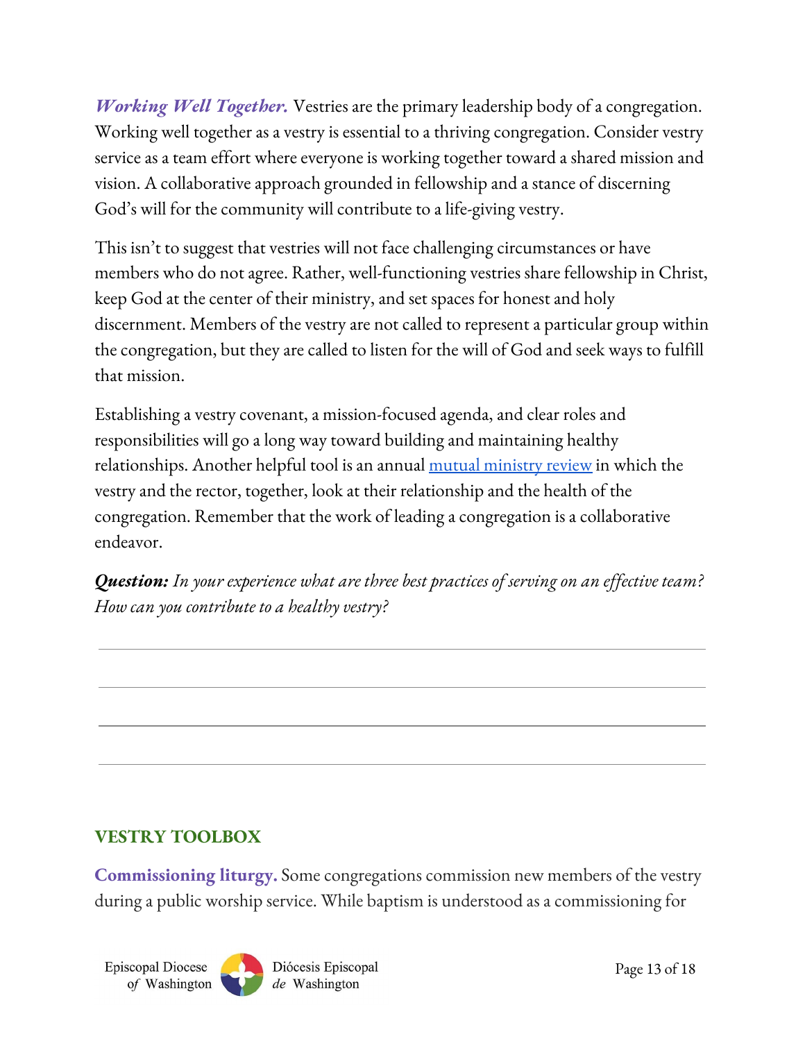***Working Well Together.*** Vestries are the primary leadership body of a congregation. Working well together as a vestry is essential to a thriving congregation. Consider vestry service as a team effort where everyone is working together toward a shared mission and vision. A collaborative approach grounded in fellowship and a stance of discerning God's will for the community will contribute to a life-giving vestry.

This isn't to suggest that vestries will not face challenging circumstances or have members who do not agree. Rather, well-functioning vestries share fellowship in Christ, keep God at the center of their ministry, and set spaces for honest and holy discernment. Members of the vestry are not called to represent a particular group within the congregation, but they are called to listen for the will of God and seek ways to fulfill that mission.

Establishing a vestry covenant, a mission-focused agenda, and clear roles and responsibilities will go a long way toward building and maintaining healthy relationships. Another helpful tool is an annual mutual ministry review in which the vestry and the rector, together, look at their relationship and the health of the congregation. Remember that the work of leading a congregation is a collaborative endeavor.

***Question:*** *In your experience what are three best practices of serving on an effective team? How can you contribute to a healthy vestry?*

## VESTRY TOOLBOX

**Commissioning liturgy.** Some congregations commission new members of the vestry during a public worship service. While baptism is understood as a commissioning for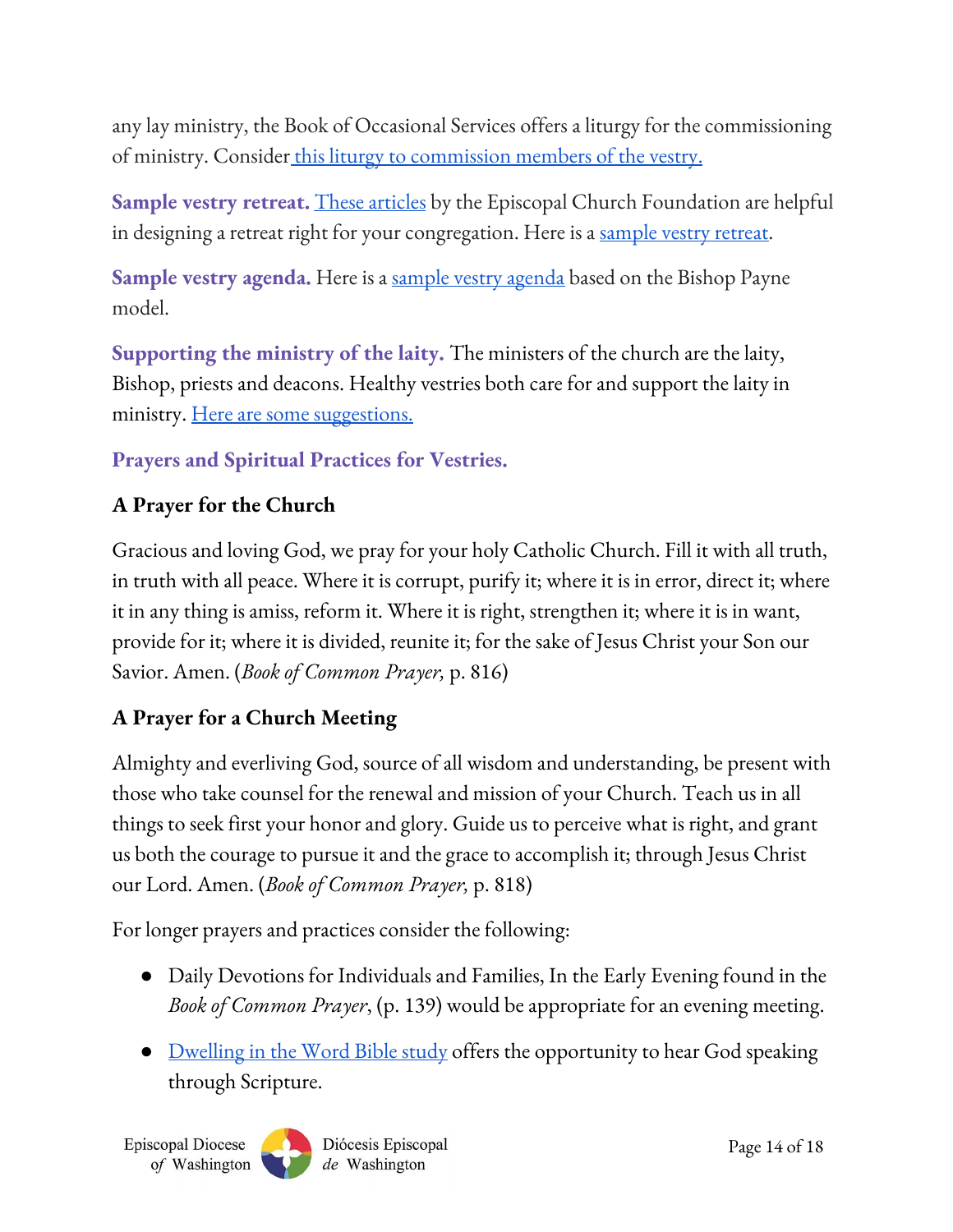any lay ministry, the Book of Occasional Services offers a liturgy for the commissioning of ministry. Consider this liturgy to commission members of the vestry.

**Sample vestry retreat.** These articles by the Episcopal Church Foundation are helpful in designing a retreat right for your congregation. Here is a sample vestry retreat.

**Sample vestry agenda.** Here is a sample vestry agenda based on the Bishop Payne model.

**Supporting the ministry of the laity.** The ministers of the church are the laity, Bishop, priests and deacons. Healthy vestries both care for and support the laity in ministry. Here are some suggestions.

## Prayers and Spiritual Practices for Vestries.

### A Prayer for the Church

Gracious and loving God, we pray for your holy Catholic Church. Fill it with all truth, in truth with all peace. Where it is corrupt, purify it; where it is in error, direct it; where it in any thing is amiss, reform it. Where it is right, strengthen it; where it is in want, provide for it; where it is divided, reunite it; for the sake of Jesus Christ your Son our Savior. Amen. (*Book of Common Prayer,* p. 816)

### A Prayer for a Church Meeting

Almighty and everliving God, source of all wisdom and understanding, be present with those who take counsel for the renewal and mission of your Church. Teach us in all things to seek first your honor and glory. Guide us to perceive what is right, and grant us both the courage to pursue it and the grace to accomplish it; through Jesus Christ our Lord. Amen. (*Book of Common Prayer,* p. 818)

For longer prayers and practices consider the following:

- Daily Devotions for Individuals and Families, In the Early Evening found in the *Book of Common Prayer*, (p. 139) would be appropriate for an evening meeting.
- Dwelling in the Word Bible study offers the opportunity to hear God speaking through Scripture.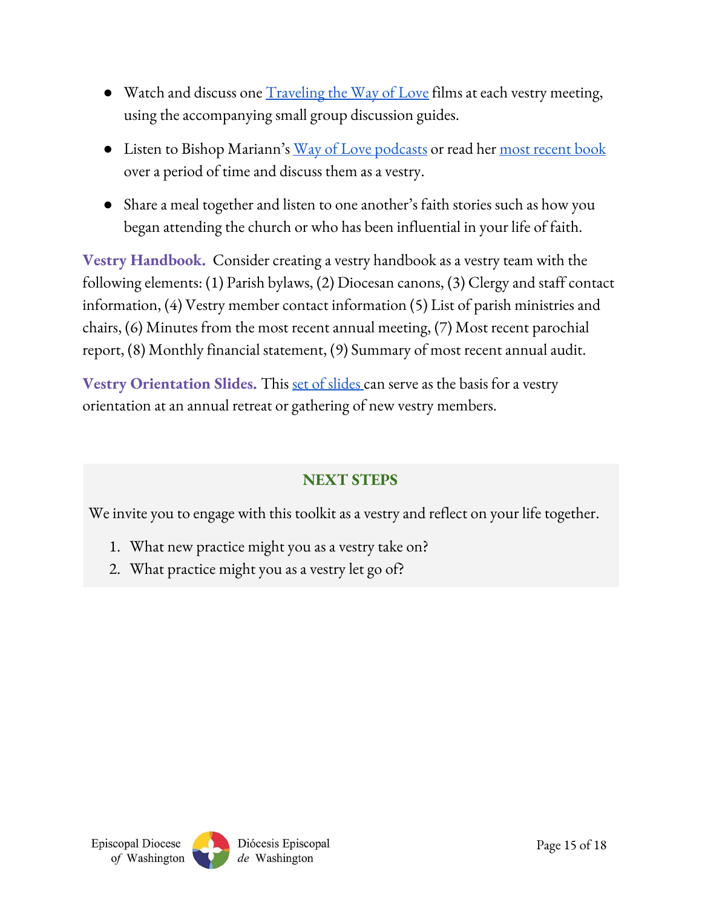- Watch and discuss one Traveling the Way of Love films at each vestry meeting, using the accompanying small group discussion guides.
- Listen to Bishop Mariann's Way of Love podcasts or read her most recent book over a period of time and discuss them as a vestry.
- Share a meal together and listen to one another's faith stories such as how you began attending the church or who has been influential in your life of faith.

**Vestry Handbook.** Consider creating a vestry handbook as a vestry team with the following elements: (1) Parish bylaws, (2) Diocesan canons, (3) Clergy and staff contact information, (4) Vestry member contact information (5) List of parish ministries and chairs, (6) Minutes from the most recent annual meeting, (7) Most recent parochial report, (8) Monthly financial statement, (9) Summary of most recent annual audit.

**Vestry Orientation Slides.** This set of slides can serve as the basis for a vestry orientation at an annual retreat or gathering of new vestry members.

## NEXT STEPS

We invite you to engage with this toolkit as a vestry and reflect on your life together.

1. What new practice might you as a vestry take on?
2. What practice might you as a vestry let go of?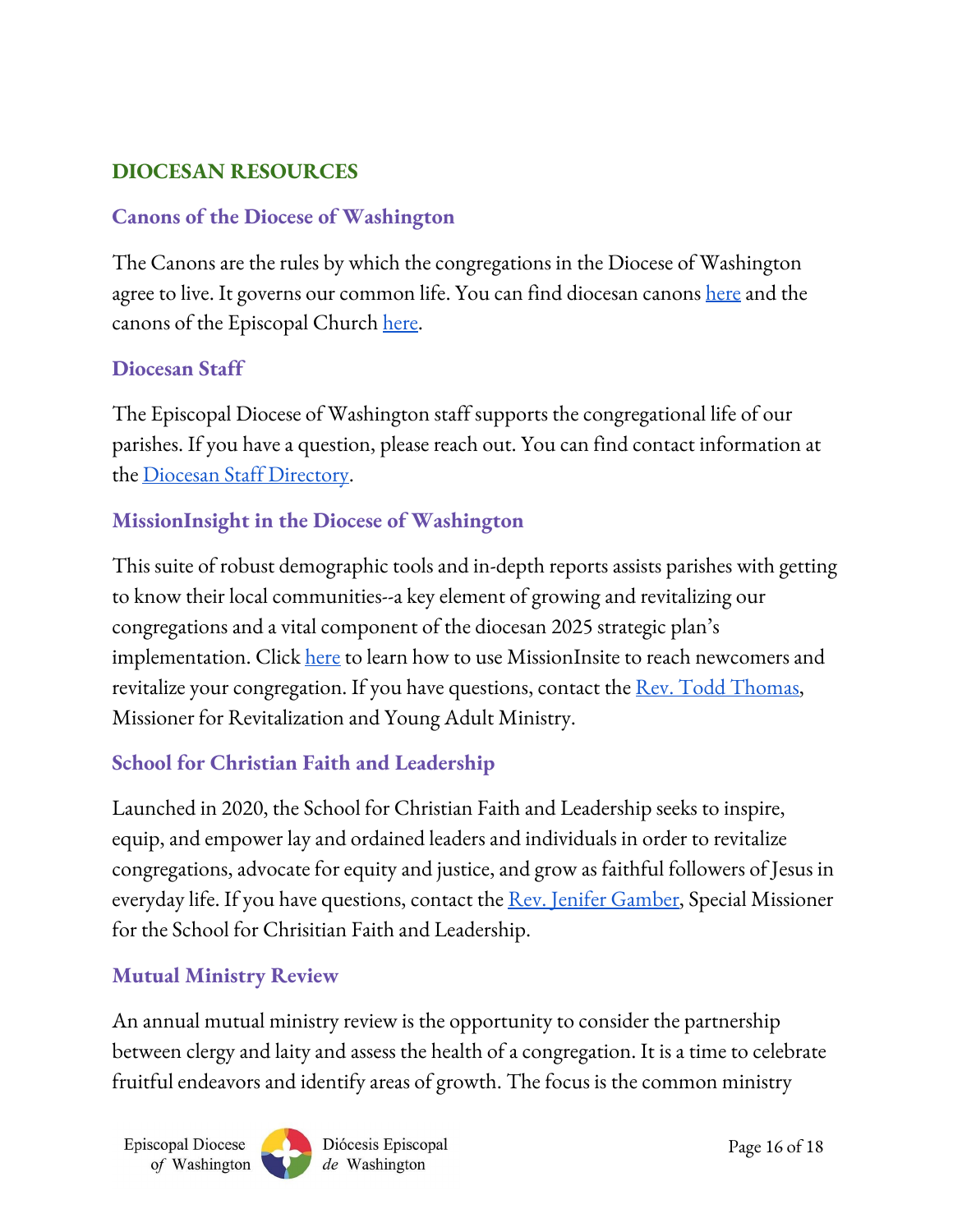## DIOCESAN RESOURCES

### Canons of the Diocese of Washington

The Canons are the rules by which the congregations in the Diocese of Washington agree to live. It governs our common life. You can find diocesan canons here and the canons of the Episcopal Church here.

### Diocesan Staff

The Episcopal Diocese of Washington staff supports the congregational life of our parishes. If you have a question, please reach out. You can find contact information at the Diocesan Staff Directory.

### MissionInsight in the Diocese of Washington

This suite of robust demographic tools and in-depth reports assists parishes with getting to know their local communities--a key element of growing and revitalizing our congregations and a vital component of the diocesan 2025 strategic plan's implementation. Click here to learn how to use MissionInsite to reach newcomers and revitalize your congregation. If you have questions, contact the Rev. Todd Thomas, Missioner for Revitalization and Young Adult Ministry.

### School for Christian Faith and Leadership

Launched in 2020, the School for Christian Faith and Leadership seeks to inspire, equip, and empower lay and ordained leaders and individuals in order to revitalize congregations, advocate for equity and justice, and grow as faithful followers of Jesus in everyday life. If you have questions, contact the Rev. Jenifer Gamber, Special Missioner for the School for Chrisitian Faith and Leadership.

### Mutual Ministry Review

An annual mutual ministry review is the opportunity to consider the partnership between clergy and laity and assess the health of a congregation. It is a time to celebrate fruitful endeavors and identify areas of growth. The focus is the common ministry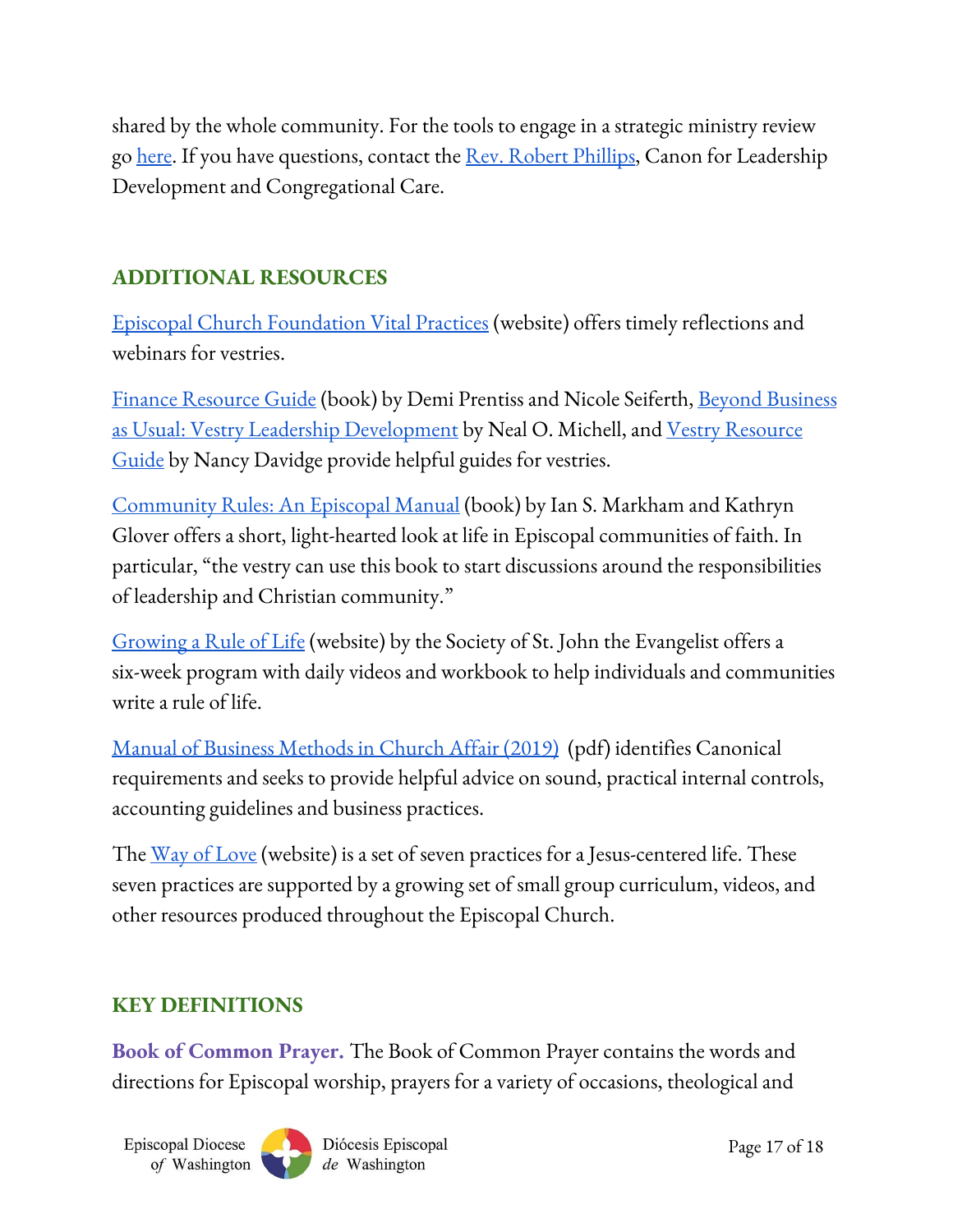shared by the whole community. For the tools to engage in a strategic ministry review go here. If you have questions, contact the Rev. Robert Phillips, Canon for Leadership Development and Congregational Care.

## ADDITIONAL RESOURCES

Episcopal Church Foundation Vital Practices (website) offers timely reflections and webinars for vestries.

Finance Resource Guide (book) by Demi Prentiss and Nicole Seiferth, Beyond Business as Usual: Vestry Leadership Development by Neal O. Michell, and Vestry Resource Guide by Nancy Davidge provide helpful guides for vestries.

Community Rules: An Episcopal Manual (book) by Ian S. Markham and Kathryn Glover offers a short, light-hearted look at life in Episcopal communities of faith. In particular, "the vestry can use this book to start discussions around the responsibilities of leadership and Christian community."

Growing a Rule of Life (website) by the Society of St. John the Evangelist offers a six-week program with daily videos and workbook to help individuals and communities write a rule of life.

Manual of Business Methods in Church Affair (2019) (pdf) identifies Canonical requirements and seeks to provide helpful advice on sound, practical internal controls, accounting guidelines and business practices.

The Way of Love (website) is a set of seven practices for a Jesus-centered life. These seven practices are supported by a growing set of small group curriculum, videos, and other resources produced throughout the Episcopal Church.

## KEY DEFINITIONS

**Book of Common Prayer.** The Book of Common Prayer contains the words and directions for Episcopal worship, prayers for a variety of occasions, theological and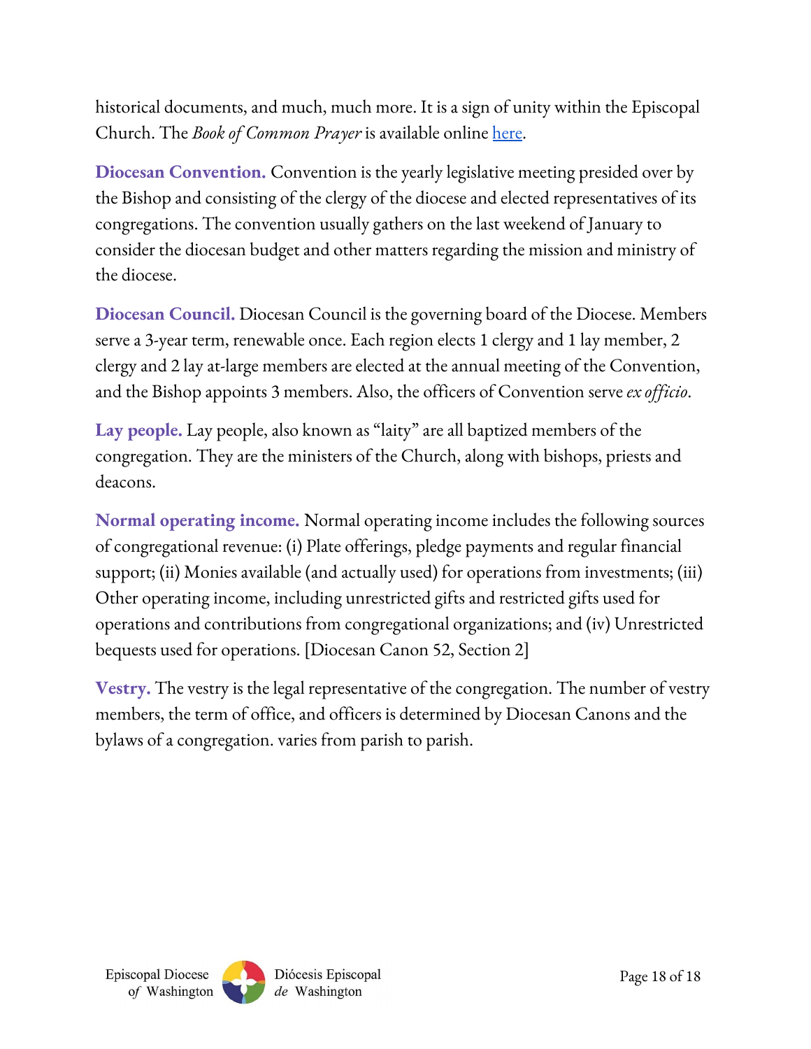historical documents, and much, much more. It is a sign of unity within the Episcopal Church. The *Book of Common Prayer* is available online here.

**Diocesan Convention.** Convention is the yearly legislative meeting presided over by the Bishop and consisting of the clergy of the diocese and elected representatives of its congregations. The convention usually gathers on the last weekend of January to consider the diocesan budget and other matters regarding the mission and ministry of the diocese.

**Diocesan Council.** Diocesan Council is the governing board of the Diocese. Members serve a 3-year term, renewable once. Each region elects 1 clergy and 1 lay member, 2 clergy and 2 lay at-large members are elected at the annual meeting of the Convention, and the Bishop appoints 3 members. Also, the officers of Convention serve *ex officio*.

**Lay people.** Lay people, also known as "laity" are all baptized members of the congregation. They are the ministers of the Church, along with bishops, priests and deacons.

**Normal operating income.** Normal operating income includes the following sources of congregational revenue: (i) Plate offerings, pledge payments and regular financial support; (ii) Monies available (and actually used) for operations from investments; (iii) Other operating income, including unrestricted gifts and restricted gifts used for operations and contributions from congregational organizations; and (iv) Unrestricted bequests used for operations. [Diocesan Canon 52, Section 2]

**Vestry.** The vestry is the legal representative of the congregation. The number of vestry members, the term of office, and officers is determined by Diocesan Canons and the bylaws of a congregation. varies from parish to parish.